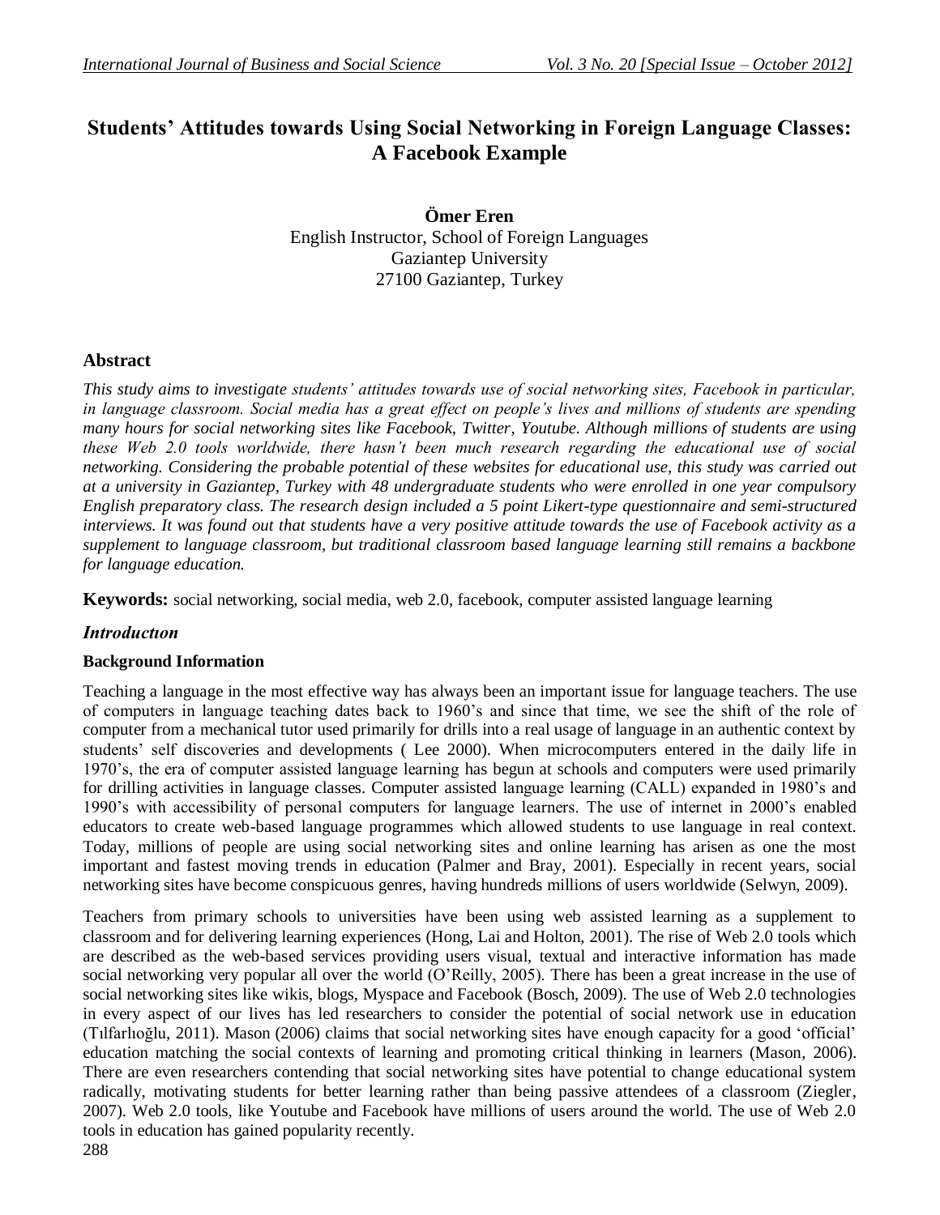# Students' Attitudes towards Using Social Networking in Foreign Language Classes: A Facebook Example

**Ömer Eren**
English Instructor, School of Foreign Languages
Gaziantep University
27100 Gaziantep, Turkey

## Abstract

*This study aims to investigate students' attitudes towards use of social networking sites, Facebook in particular, in language classroom. Social media has a great effect on people's lives and millions of students are spending many hours for social networking sites like Facebook, Twitter, Youtube. Although millions of students are using these Web 2.0 tools worldwide, there hasn't been much research regarding the educational use of social networking. Considering the probable potential of these websites for educational use, this study was carried out at a university in Gaziantep, Turkey with 48 undergraduate students who were enrolled in one year compulsory English preparatory class. The research design included a 5 point Likert-type questionnaire and semi-structured interviews. It was found out that students have a very positive attitude towards the use of Facebook activity as a supplement to language classroom, but traditional classroom based language learning still remains a backbone for language education.*

**Keywords:** social networking, social media, web 2.0, facebook, computer assisted language learning

## *Introductıon*

### Background Information

Teaching a language in the most effective way has always been an important issue for language teachers. The use of computers in language teaching dates back to 1960's and since that time, we see the shift of the role of computer from a mechanical tutor used primarily for drills into a real usage of language in an authentic context by students' self discoveries and developments ( Lee 2000). When microcomputers entered in the daily life in 1970's, the era of computer assisted language learning has begun at schools and computers were used primarily for drilling activities in language classes. Computer assisted language learning (CALL) expanded in 1980's and 1990's with accessibility of personal computers for language learners. The use of internet in 2000's enabled educators to create web-based language programmes which allowed students to use language in real context. Today, millions of people are using social networking sites and online learning has arisen as one the most important and fastest moving trends in education (Palmer and Bray, 2001). Especially in recent years, social networking sites have become conspicuous genres, having hundreds millions of users worldwide (Selwyn, 2009).

Teachers from primary schools to universities have been using web assisted learning as a supplement to classroom and for delivering learning experiences (Hong, Lai and Holton, 2001). The rise of Web 2.0 tools which are described as the web-based services providing users visual, textual and interactive information has made social networking very popular all over the world (O'Reilly, 2005). There has been a great increase in the use of social networking sites like wikis, blogs, Myspace and Facebook (Bosch, 2009). The use of Web 2.0 technologies in every aspect of our lives has led researchers to consider the potential of social network use in education (Tılfarlıoğlu, 2011). Mason (2006) claims that social networking sites have enough capacity for a good 'official' education matching the social contexts of learning and promoting critical thinking in learners (Mason, 2006). There are even researchers contending that social networking sites have potential to change educational system radically, motivating students for better learning rather than being passive attendees of a classroom (Ziegler, 2007). Web 2.0 tools, like Youtube and Facebook have millions of users around the world. The use of Web 2.0 tools in education has gained popularity recently.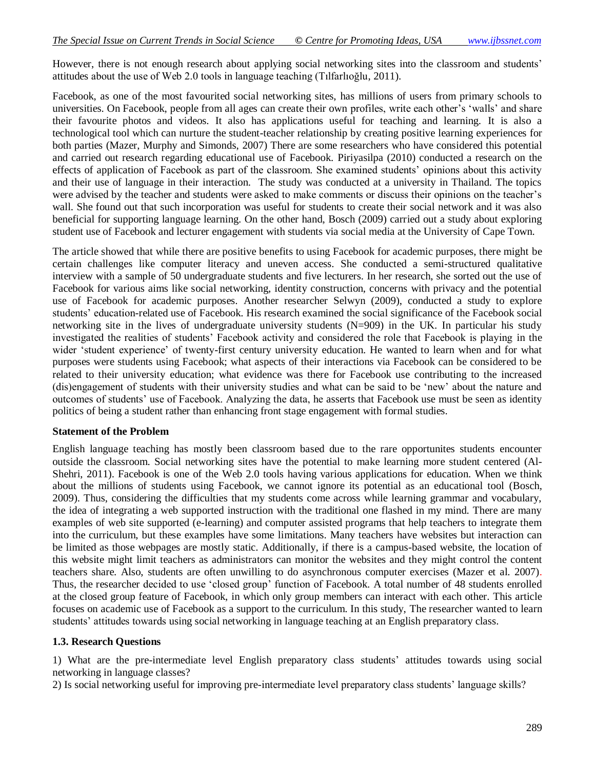However, there is not enough research about applying social networking sites into the classroom and students' attitudes about the use of Web 2.0 tools in language teaching (Tılfarlıoğlu, 2011).

Facebook, as one of the most favourited social networking sites, has millions of users from primary schools to universities. On Facebook, people from all ages can create their own profiles, write each other's 'walls' and share their favourite photos and videos. It also has applications useful for teaching and learning. It is also a technological tool which can nurture the student-teacher relationship by creating positive learning experiences for both parties (Mazer, Murphy and Simonds, 2007) There are some researchers who have considered this potential and carried out research regarding educational use of Facebook. Piriyasilpa (2010) conducted a research on the effects of application of Facebook as part of the classroom. She examined students' opinions about this activity and their use of language in their interaction. The study was conducted at a university in Thailand. The topics were advised by the teacher and students were asked to make comments or discuss their opinions on the teacher's wall. She found out that such incorporation was useful for students to create their social network and it was also beneficial for supporting language learning. On the other hand, Bosch (2009) carried out a study about exploring student use of Facebook and lecturer engagement with students via social media at the University of Cape Town.

The article showed that while there are positive benefits to using Facebook for academic purposes, there might be certain challenges like computer literacy and uneven access. She conducted a semi-structured qualitative interview with a sample of 50 undergraduate students and five lecturers. In her research, she sorted out the use of Facebook for various aims like social networking, identity construction, concerns with privacy and the potential use of Facebook for academic purposes. Another researcher Selwyn (2009), conducted a study to explore students' education-related use of Facebook. His research examined the social significance of the Facebook social networking site in the lives of undergraduate university students (N=909) in the UK. In particular his study investigated the realities of students' Facebook activity and considered the role that Facebook is playing in the wider 'student experience' of twenty-first century university education. He wanted to learn when and for what purposes were students using Facebook; what aspects of their interactions via Facebook can be considered to be related to their university education; what evidence was there for Facebook use contributing to the increased (dis)engagement of students with their university studies and what can be said to be 'new' about the nature and outcomes of students' use of Facebook. Analyzing the data, he asserts that Facebook use must be seen as identity politics of being a student rather than enhancing front stage engagement with formal studies.

**Statement of the Problem**

English language teaching has mostly been classroom based due to the rare opportunites students encounter outside the classroom. Social networking sites have the potential to make learning more student centered (Al-Shehri, 2011). Facebook is one of the Web 2.0 tools having various applications for education. When we think about the millions of students using Facebook, we cannot ignore its potential as an educational tool (Bosch, 2009). Thus, considering the difficulties that my students come across while learning grammar and vocabulary, the idea of integrating a web supported instruction with the traditional one flashed in my mind. There are many examples of web site supported (e-learning) and computer assisted programs that help teachers to integrate them into the curriculum, but these examples have some limitations. Many teachers have websites but interaction can be limited as those webpages are mostly static. Additionally, if there is a campus-based website, the location of this website might limit teachers as administrators can monitor the websites and they might control the content teachers share. Also, students are often unwilling to do asynchronous computer exercises (Mazer et al. 2007). Thus, the researcher decided to use 'closed group' function of Facebook. A total number of 48 students enrolled at the closed group feature of Facebook, in which only group members can interact with each other. This article focuses on academic use of Facebook as a support to the curriculum. In this study, The researcher wanted to learn students' attitudes towards using social networking in language teaching at an English preparatory class.

**1.3. Research Questions**

1) What are the pre-intermediate level English preparatory class students' attitudes towards using social networking in language classes?
2) Is social networking useful for improving pre-intermediate level preparatory class students' language skills?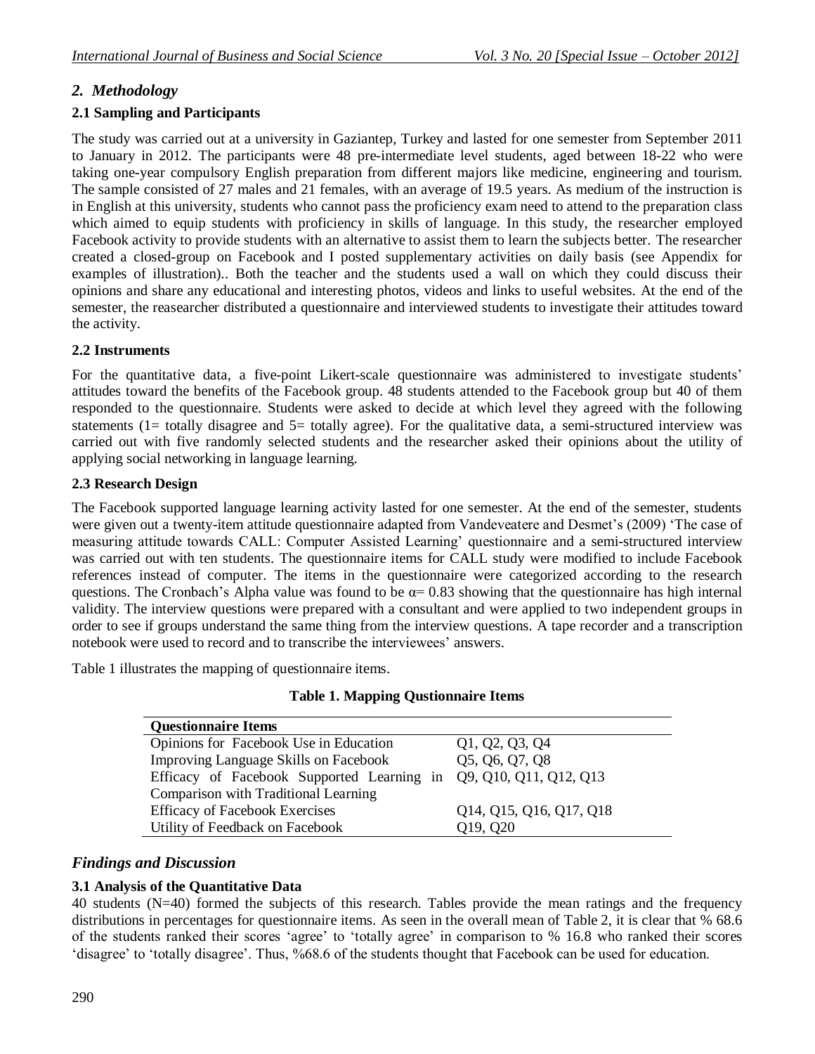## *2. Methodology*

### 2.1 Sampling and Participants

The study was carried out at a university in Gaziantep, Turkey and lasted for one semester from September 2011 to January in 2012. The participants were 48 pre-intermediate level students, aged between 18-22 who were taking one-year compulsory English preparation from different majors like medicine, engineering and tourism. The sample consisted of 27 males and 21 females, with an average of 19.5 years. As medium of the instruction is in English at this university, students who cannot pass the proficiency exam need to attend to the preparation class which aimed to equip students with proficiency in skills of language. In this study, the researcher employed Facebook activity to provide students with an alternative to assist them to learn the subjects better. The researcher created a closed-group on Facebook and I posted supplementary activities on daily basis (see Appendix for examples of illustration).. Both the teacher and the students used a wall on which they could discuss their opinions and share any educational and interesting photos, videos and links to useful websites. At the end of the semester, the reasearcher distributed a questionnaire and interviewed students to investigate their attitudes toward the activity.

### 2.2 Instruments

For the quantitative data, a five-point Likert-scale questionnaire was administered to investigate students' attitudes toward the benefits of the Facebook group. 48 students attended to the Facebook group but 40 of them responded to the questionnaire. Students were asked to decide at which level they agreed with the following statements (1= totally disagree and 5= totally agree). For the qualitative data, a semi-structured interview was carried out with five randomly selected students and the researcher asked their opinions about the utility of applying social networking in language learning.

### 2.3 Research Design

The Facebook supported language learning activity lasted for one semester. At the end of the semester, students were given out a twenty-item attitude questionnaire adapted from Vandeveatere and Desmet's (2009) 'The case of measuring attitude towards CALL: Computer Assisted Learning' questionnaire and a semi-structured interview was carried out with ten students. The questionnaire items for CALL study were modified to include Facebook references instead of computer. The items in the questionnaire were categorized according to the research questions. The Cronbach's Alpha value was found to be $\alpha = 0.83$ showing that the questionnaire has high internal validity. The interview questions were prepared with a consultant and were applied to two independent groups in order to see if groups understand the same thing from the interview questions. A tape recorder and a transcription notebook were used to record and to transcribe the interviewees' answers.

Table 1 illustrates the mapping of questionnaire items.

**Table 1. Mapping Qustionnaire Items**

| Questionnaire Items | |
|---|---|
| Opinions for Facebook Use in Education | Q1, Q2, Q3, Q4 |
| Improving Language Skills on Facebook | Q5, Q6, Q7, Q8 |
| Efficacy of Facebook Supported Learning in Comparison with Traditional Learning | Q9, Q10, Q11, Q12, Q13 |
| Efficacy of Facebook Exercises | Q14, Q15, Q16, Q17, Q18 |
| Utility of Feedback on Facebook | Q19, Q20 |

## *Findings and Discussion*

### 3.1 Analysis of the Quantitative Data

40 students (N=40) formed the subjects of this research. Tables provide the mean ratings and the frequency distributions in percentages for questionnaire items. As seen in the overall mean of Table 2, it is clear that % 68.6 of the students ranked their scores 'agree' to 'totally agree' in comparison to % 16.8 who ranked their scores 'disagree' to 'totally disagree'. Thus, %68.6 of the students thought that Facebook can be used for education.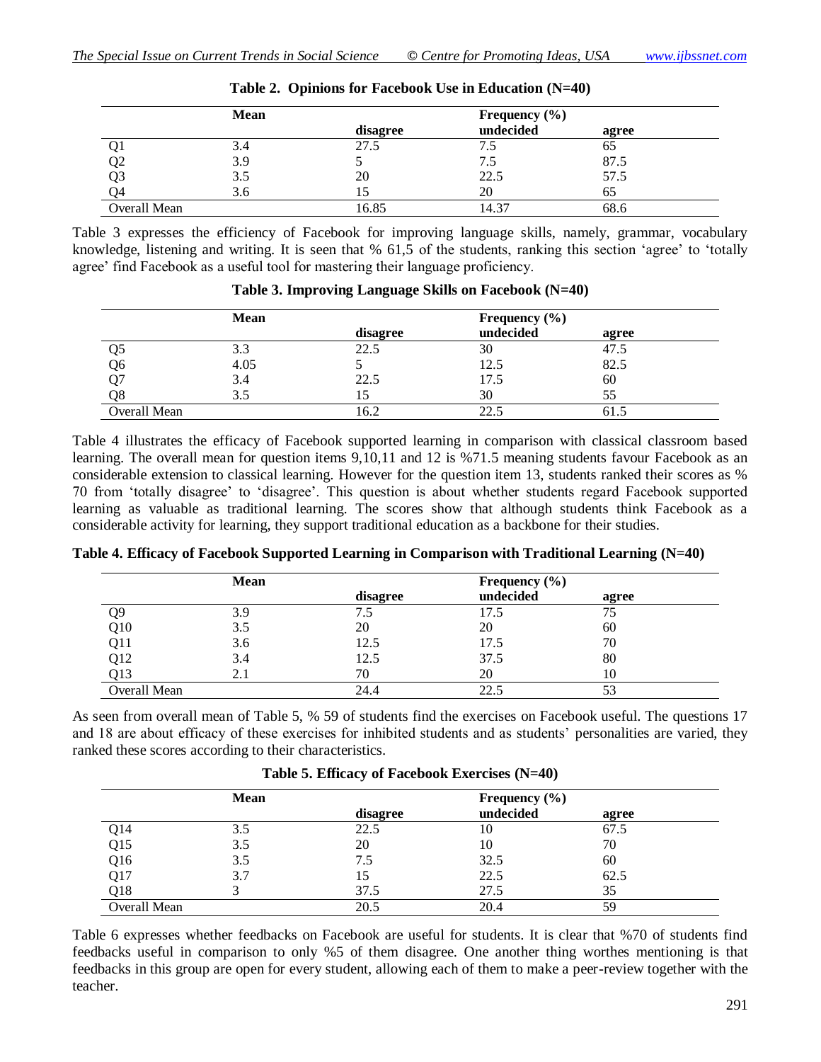**Table 2. Opinions for Facebook Use in Education (N=40)**

| | Mean | Frequency (%) | | |
|---|---|---|---|---|
| | | disagree | undecided | agree |
| Q1 | 3.4 | 27.5 | 7.5 | 65 |
| Q2 | 3.9 | 5 | 7.5 | 87.5 |
| Q3 | 3.5 | 20 | 22.5 | 57.5 |
| Q4 | 3.6 | 15 | 20 | 65 |
| Overall Mean | | 16.85 | 14.37 | 68.6 |

Table 3 expresses the efficiency of Facebook for improving language skills, namely, grammar, vocabulary knowledge, listening and writing. It is seen that % 61,5 of the students, ranking this section 'agree' to 'totally agree' find Facebook as a useful tool for mastering their language proficiency.

**Table 3. Improving Language Skills on Facebook (N=40)**

| | Mean | Frequency (%) | | |
|---|---|---|---|---|
| | | disagree | undecided | agree |
| Q5 | 3.3 | 22.5 | 30 | 47.5 |
| Q6 | 4.05 | 5 | 12.5 | 82.5 |
| Q7 | 3.4 | 22.5 | 17.5 | 60 |
| Q8 | 3.5 | 15 | 30 | 55 |
| Overall Mean | | 16.2 | 22.5 | 61.5 |

Table 4 illustrates the efficacy of Facebook supported learning in comparison with classical classroom based learning. The overall mean for question items 9,10,11 and 12 is %71.5 meaning students favour Facebook as an considerable extension to classical learning. However for the question item 13, students ranked their scores as % 70 from 'totally disagree' to 'disagree'. This question is about whether students regard Facebook supported learning as valuable as traditional learning. The scores show that although students think Facebook as a considerable activity for learning, they support traditional education as a backbone for their studies.

**Table 4. Efficacy of Facebook Supported Learning in Comparison with Traditional Learning (N=40)**

| | Mean | Frequency (%) | | |
|---|---|---|---|---|
| | | disagree | undecided | agree |
| Q9 | 3.9 | 7.5 | 17.5 | 75 |
| Q10 | 3.5 | 20 | 20 | 60 |
| Q11 | 3.6 | 12.5 | 17.5 | 70 |
| Q12 | 3.4 | 12.5 | 37.5 | 80 |
| Q13 | 2.1 | 70 | 20 | 10 |
| Overall Mean | | 24.4 | 22.5 | 53 |

As seen from overall mean of Table 5, % 59 of students find the exercises on Facebook useful. The questions 17 and 18 are about efficacy of these exercises for inhibited students and as students' personalities are varied, they ranked these scores according to their characteristics.

**Table 5. Efficacy of Facebook Exercises (N=40)**

| | Mean | Frequency (%) | | |
|---|---|---|---|---|
| | | disagree | undecided | agree |
| Q14 | 3.5 | 22.5 | 10 | 67.5 |
| Q15 | 3.5 | 20 | 10 | 70 |
| Q16 | 3.5 | 7.5 | 32.5 | 60 |
| Q17 | 3.7 | 15 | 22.5 | 62.5 |
| Q18 | 3 | 37.5 | 27.5 | 35 |
| Overall Mean | | 20.5 | 20.4 | 59 |

Table 6 expresses whether feedbacks on Facebook are useful for students. It is clear that %70 of students find feedbacks useful in comparison to only %5 of them disagree. One another thing worthes mentioning is that feedbacks in this group are open for every student, allowing each of them to make a peer-review together with the teacher.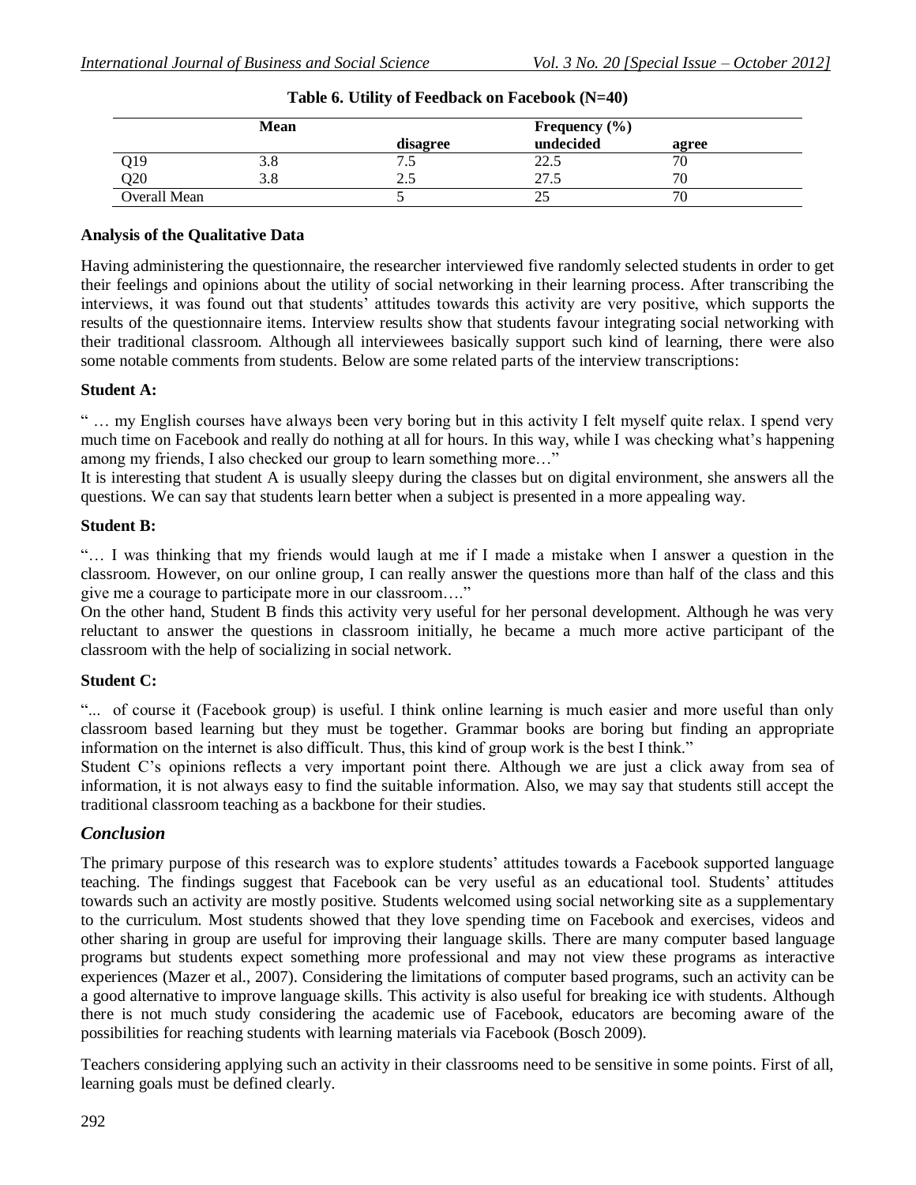**Table 6. Utility of Feedback on Facebook (N=40)**

| | Mean | Frequency (%) | | |
|---|---|---|---|---|
| | | disagree | undecided | agree |
| Q19 | 3.8 | 7.5 | 22.5 | 70 |
| Q20 | 3.8 | 2.5 | 27.5 | 70 |
| Overall Mean | | 5 | 25 | 70 |

**Analysis of the Qualitative Data**

Having administering the questionnaire, the researcher interviewed five randomly selected students in order to get their feelings and opinions about the utility of social networking in their learning process. After transcribing the interviews, it was found out that students' attitudes towards this activity are very positive, which supports the results of the questionnaire items. Interview results show that students favour integrating social networking with their traditional classroom. Although all interviewees basically support such kind of learning, there were also some notable comments from students. Below are some related parts of the interview transcriptions:

**Student A:**

" … my English courses have always been very boring but in this activity I felt myself quite relax. I spend very much time on Facebook and really do nothing at all for hours. In this way, while I was checking what's happening among my friends, I also checked our group to learn something more…"

It is interesting that student A is usually sleepy during the classes but on digital environment, she answers all the questions. We can say that students learn better when a subject is presented in a more appealing way.

**Student B:**

"… I was thinking that my friends would laugh at me if I made a mistake when I answer a question in the classroom. However, on our online group, I can really answer the questions more than half of the class and this give me a courage to participate more in our classroom…."

On the other hand, Student B finds this activity very useful for her personal development. Although he was very reluctant to answer the questions in classroom initially, he became a much more active participant of the classroom with the help of socializing in social network.

**Student C:**

"... of course it (Facebook group) is useful. I think online learning is much easier and more useful than only classroom based learning but they must be together. Grammar books are boring but finding an appropriate information on the internet is also difficult. Thus, this kind of group work is the best I think."

Student C's opinions reflects a very important point there. Although we are just a click away from sea of information, it is not always easy to find the suitable information. Also, we may say that students still accept the traditional classroom teaching as a backbone for their studies.

## *Conclusion*

The primary purpose of this research was to explore students' attitudes towards a Facebook supported language teaching. The findings suggest that Facebook can be very useful as an educational tool. Students' attitudes towards such an activity are mostly positive. Students welcomed using social networking site as a supplementary to the curriculum. Most students showed that they love spending time on Facebook and exercises, videos and other sharing in group are useful for improving their language skills. There are many computer based language programs but students expect something more professional and may not view these programs as interactive experiences (Mazer et al., 2007). Considering the limitations of computer based programs, such an activity can be a good alternative to improve language skills. This activity is also useful for breaking ice with students. Although there is not much study considering the academic use of Facebook, educators are becoming aware of the possibilities for reaching students with learning materials via Facebook (Bosch 2009).

Teachers considering applying such an activity in their classrooms need to be sensitive in some points. First of all, learning goals must be defined clearly.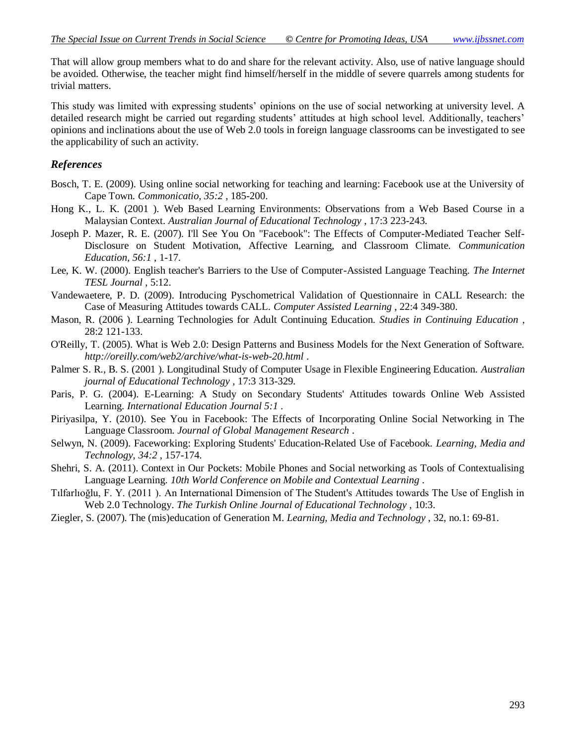That will allow group members what to do and share for the relevant activity. Also, use of native language should be avoided. Otherwise, the teacher might find himself/herself in the middle of severe quarrels among students for trivial matters.

This study was limited with expressing students' opinions on the use of social networking at university level. A detailed research might be carried out regarding students' attitudes at high school level. Additionally, teachers' opinions and inclinations about the use of Web 2.0 tools in foreign language classrooms can be investigated to see the applicability of such an activity.

## *References*

Bosch, T. E. (2009). Using online social networking for teaching and learning: Facebook use at the University of Cape Town. *Commonicatio, 35:2* , 185-200.

Hong K., L. K. (2001 ). Web Based Learning Environments: Observations from a Web Based Course in a Malaysian Context. *Australian Journal of Educational Technology* , 17:3 223-243.

Joseph P. Mazer, R. E. (2007). I'll See You On "Facebook": The Effects of Computer-Mediated Teacher Self-Disclosure on Student Motivation, Affective Learning, and Classroom Climate. *Communication Education, 56:1* , 1-17.

Lee, K. W. (2000). English teacher's Barriers to the Use of Computer-Assisted Language Teaching. *The Internet TESL Journal* , 5:12.

Vandewaetere, P. D. (2009). Introducing Pyschometrical Validation of Questionnaire in CALL Research: the Case of Measuring Attitudes towards CALL. *Computer Assisted Learning* , 22:4 349-380.

Mason, R. (2006 ). Learning Technologies for Adult Continuing Education. *Studies in Continuing Education* , 28:2 121-133.

O'Reilly, T. (2005). What is Web 2.0: Design Patterns and Business Models for the Next Generation of Software. *http://oreilly.com/web2/archive/what-is-web-20.html* .

Palmer S. R., B. S. (2001 ). Longitudinal Study of Computer Usage in Flexible Engineering Education. *Australian journal of Educational Technology* , 17:3 313-329.

Paris, P. G. (2004). E-Learning: A Study on Secondary Students' Attitudes towards Online Web Assisted Learning. *International Education Journal 5:1* .

Piriyasilpa, Y. (2010). See You in Facebook: The Effects of Incorporating Online Social Networking in The Language Classroom. *Journal of Global Management Research* .

Selwyn, N. (2009). Faceworking: Exploring Students' Education-Related Use of Facebook. *Learning, Media and Technology, 34:2* , 157-174.

Shehri, S. A. (2011). Context in Our Pockets: Mobile Phones and Social networking as Tools of Contextualising Language Learning. *10th World Conference on Mobile and Contextual Learning* .

Tılfarlıoğlu, F. Y. (2011 ). An International Dimension of The Student's Attitudes towards The Use of English in Web 2.0 Technology. *The Turkish Online Journal of Educational Technology* , 10:3.

Ziegler, S. (2007). The (mis)education of Generation M. *Learning, Media and Technology* , 32, no.1: 69-81.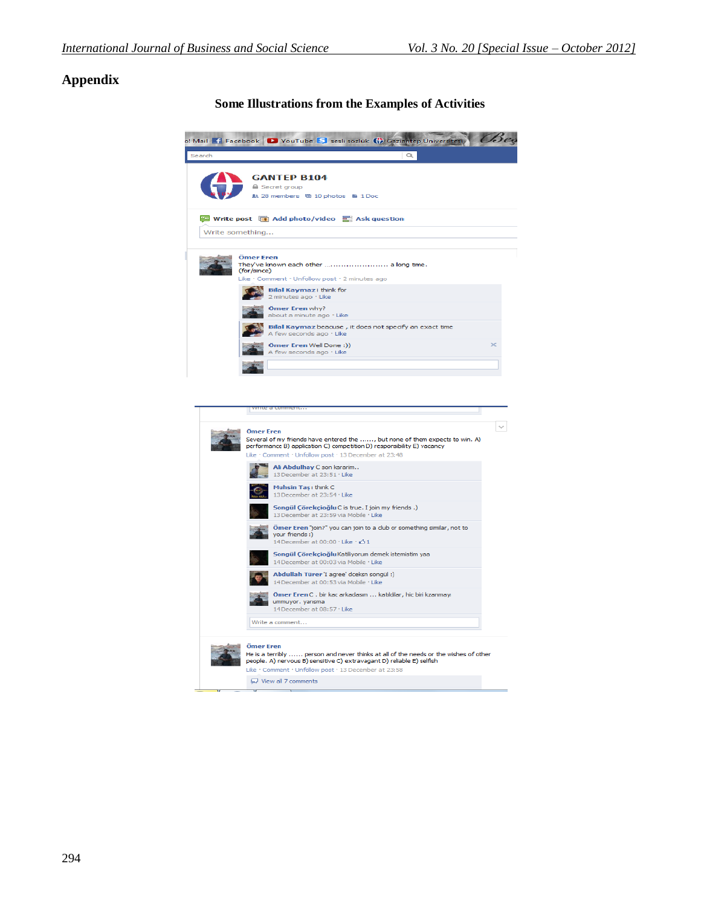## Appendix

### Some Illustrations from the Examples of Activities

GANTEP B104
Secret group
28 members 10 photos 1 Doc

Write post Add photo/video Ask question
Write something...

**Ömer Eren**
They've known each other ........................ a long time.
(for/since)
Like · Comment · Unfollow post · 2 minutes ago

**Bilal Kaymaz** i think for
2 minutes ago · Like

**Ömer Eren** why?
about a minute ago · Like

**Bilal Kaymaz** beacuse , it does not specify an exact time
A few seconds ago · Like

**Ömer Eren** Well Done :))
A few seconds ago · Like

**Ömer Eren**
Several of my friends have entered the ......, but none of them expects to win. A) performance B) application C) competition D) responsibility E) vacancy
Like · Comment · Unfollow post · 13 December at 23:48

**Ali Abdulhay** C son kararım..
13 December at 23:51 · Like

**Muhsin Taş** i think C
13 December at 23:54 · Like

**Songül Çörekçioğlu** C is true. I join my friends .)
13 December at 23:59 via Mobile · Like

**Ömer Eren** "join?" you can join to a club or something similar, not to your friends :)
14 December at 00:00 · Like · 1

**Songül Çörekçioğlu** Katiliyorum demek istemistim yaa
14 December at 00:03 via Mobile · Like

**Abdullah Turer** 'I agree' dcekn songul :)
14 December at 00:53 via Mobile · Like

**Ömer Eren** C . bir kac arkadasım ... katıldılar, hic biri kzanmayı ummuyor. yarısma
14 December at 08:57 · Like

Write a comment...

**Ömer Eren**
He is a terribly ...... person and never thinks at all of the needs or the wishes of other people. A) nervous B) sensitive C) extravagant D) reliable E) selfish
Like · Comment · Unfollow post · 13 December at 23:58

View all 7 comments